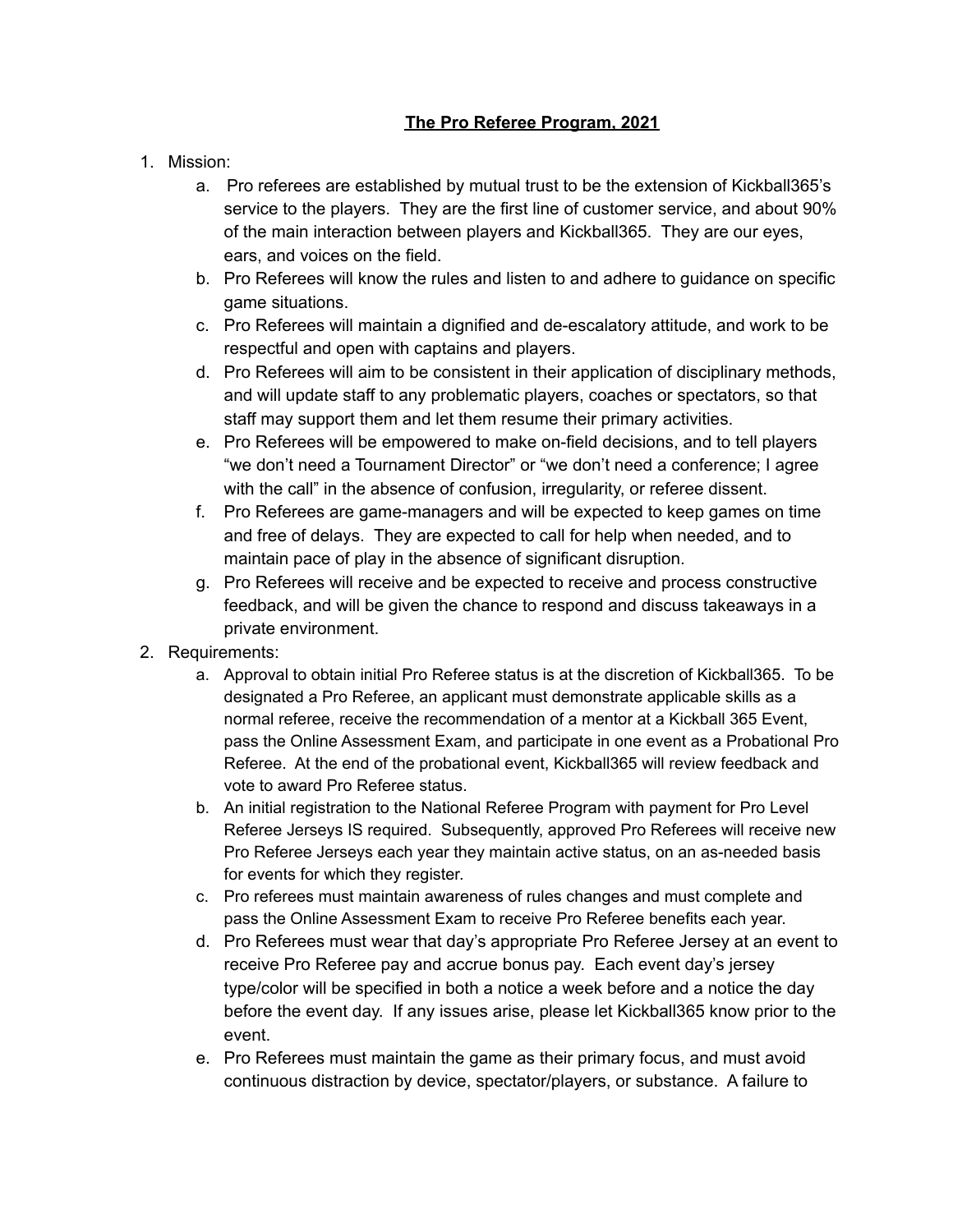# The Pro Referee Program, 2021

1. Mission:
    a. Pro referees are established by mutual trust to be the extension of Kickball365's service to the players. They are the first line of customer service, and about 90% of the main interaction between players and Kickball365. They are our eyes, ears, and voices on the field.
    b. Pro Referees will know the rules and listen to and adhere to guidance on specific game situations.
    c. Pro Referees will maintain a dignified and de-escalatory attitude, and work to be respectful and open with captains and players.
    d. Pro Referees will aim to be consistent in their application of disciplinary methods, and will update staff to any problematic players, coaches or spectators, so that staff may support them and let them resume their primary activities.
    e. Pro Referees will be empowered to make on-field decisions, and to tell players "we don't need a Tournament Director" or "we don't need a conference; I agree with the call" in the absence of confusion, irregularity, or referee dissent.
    f. Pro Referees are game-managers and will be expected to keep games on time and free of delays. They are expected to call for help when needed, and to maintain pace of play in the absence of significant disruption.
    g. Pro Referees will receive and be expected to receive and process constructive feedback, and will be given the chance to respond and discuss takeaways in a private environment.
2. Requirements:
    a. Approval to obtain initial Pro Referee status is at the discretion of Kickball365. To be designated a Pro Referee, an applicant must demonstrate applicable skills as a normal referee, receive the recommendation of a mentor at a Kickball 365 Event, pass the Online Assessment Exam, and participate in one event as a Probational Pro Referee. At the end of the probational event, Kickball365 will review feedback and vote to award Pro Referee status.
    b. An initial registration to the National Referee Program with payment for Pro Level Referee Jerseys IS required. Subsequently, approved Pro Referees will receive new Pro Referee Jerseys each year they maintain active status, on an as-needed basis for events for which they register.
    c. Pro referees must maintain awareness of rules changes and must complete and pass the Online Assessment Exam to receive Pro Referee benefits each year.
    d. Pro Referees must wear that day's appropriate Pro Referee Jersey at an event to receive Pro Referee pay and accrue bonus pay. Each event day's jersey type/color will be specified in both a notice a week before and a notice the day before the event day. If any issues arise, please let Kickball365 know prior to the event.
    e. Pro Referees must maintain the game as their primary focus, and must avoid continuous distraction by device, spectator/players, or substance. A failure to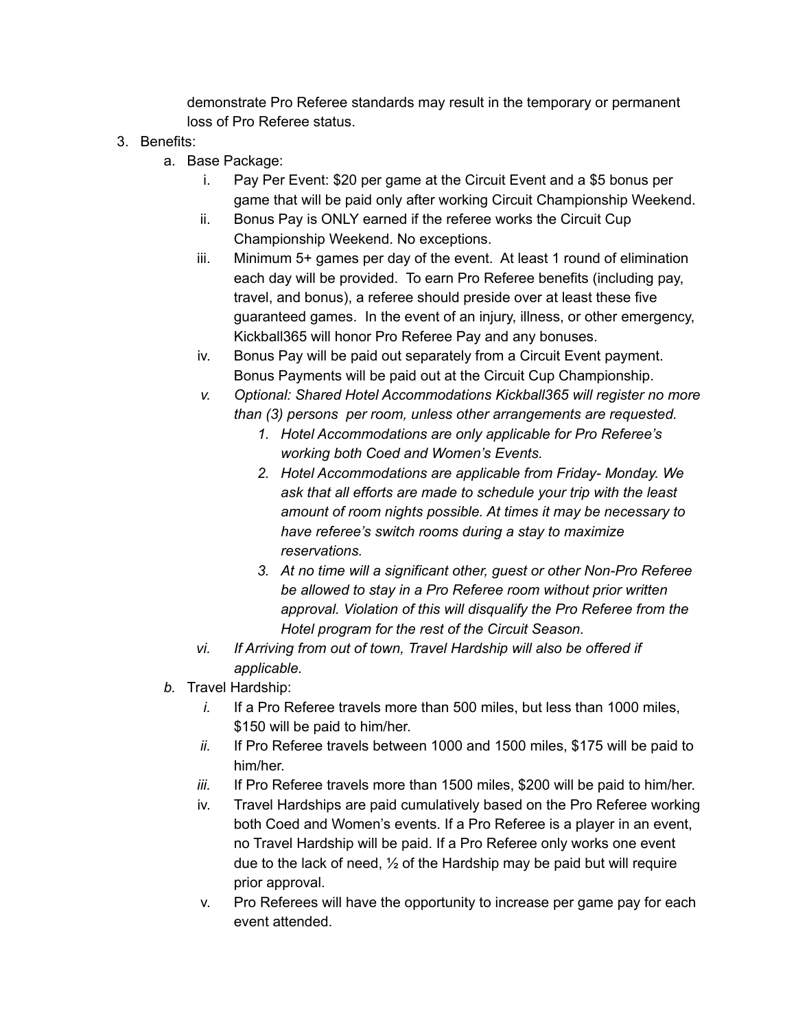demonstrate Pro Referee standards may result in the temporary or permanent loss of Pro Referee status.

3. Benefits:
   a. Base Package:
      i. Pay Per Event: $20 per game at the Circuit Event and a $5 bonus per game that will be paid only after working Circuit Championship Weekend.
      ii. Bonus Pay is ONLY earned if the referee works the Circuit Cup Championship Weekend. No exceptions.
      iii. Minimum 5+ games per day of the event. At least 1 round of elimination each day will be provided. To earn Pro Referee benefits (including pay, travel, and bonus), a referee should preside over at least these five guaranteed games. In the event of an injury, illness, or other emergency, Kickball365 will honor Pro Referee Pay and any bonuses.
      iv. Bonus Pay will be paid out separately from a Circuit Event payment. Bonus Payments will be paid out at the Circuit Cup Championship.
      v. *Optional: Shared Hotel Accommodations Kickball365 will register no more than (3) persons per room, unless other arrangements are requested.*
         1. *Hotel Accommodations are only applicable for Pro Referee's working both Coed and Women's Events.*
         2. *Hotel Accommodations are applicable from Friday- Monday. We ask that all efforts are made to schedule your trip with the least amount of room nights possible. At times it may be necessary to have referee's switch rooms during a stay to maximize reservations.*
         3. *At no time will a significant other, guest or other Non-Pro Referee be allowed to stay in a Pro Referee room without prior written approval. Violation of this will disqualify the Pro Referee from the Hotel program for the rest of the Circuit Season.*
      vi. *If Arriving from out of town, Travel Hardship will also be offered if applicable.*
   *b.* Travel Hardship:
      *i.* If a Pro Referee travels more than 500 miles, but less than 1000 miles, $150 will be paid to him/her.
      *ii.* If Pro Referee travels between 1000 and 1500 miles, $175 will be paid to him/her.
      *iii.* If Pro Referee travels more than 1500 miles, $200 will be paid to him/her.
      iv. Travel Hardships are paid cumulatively based on the Pro Referee working both Coed and Women's events. If a Pro Referee is a player in an event, no Travel Hardship will be paid. If a Pro Referee only works one event due to the lack of need, ½ of the Hardship may be paid but will require prior approval.
      v. Pro Referees will have the opportunity to increase per game pay for each event attended.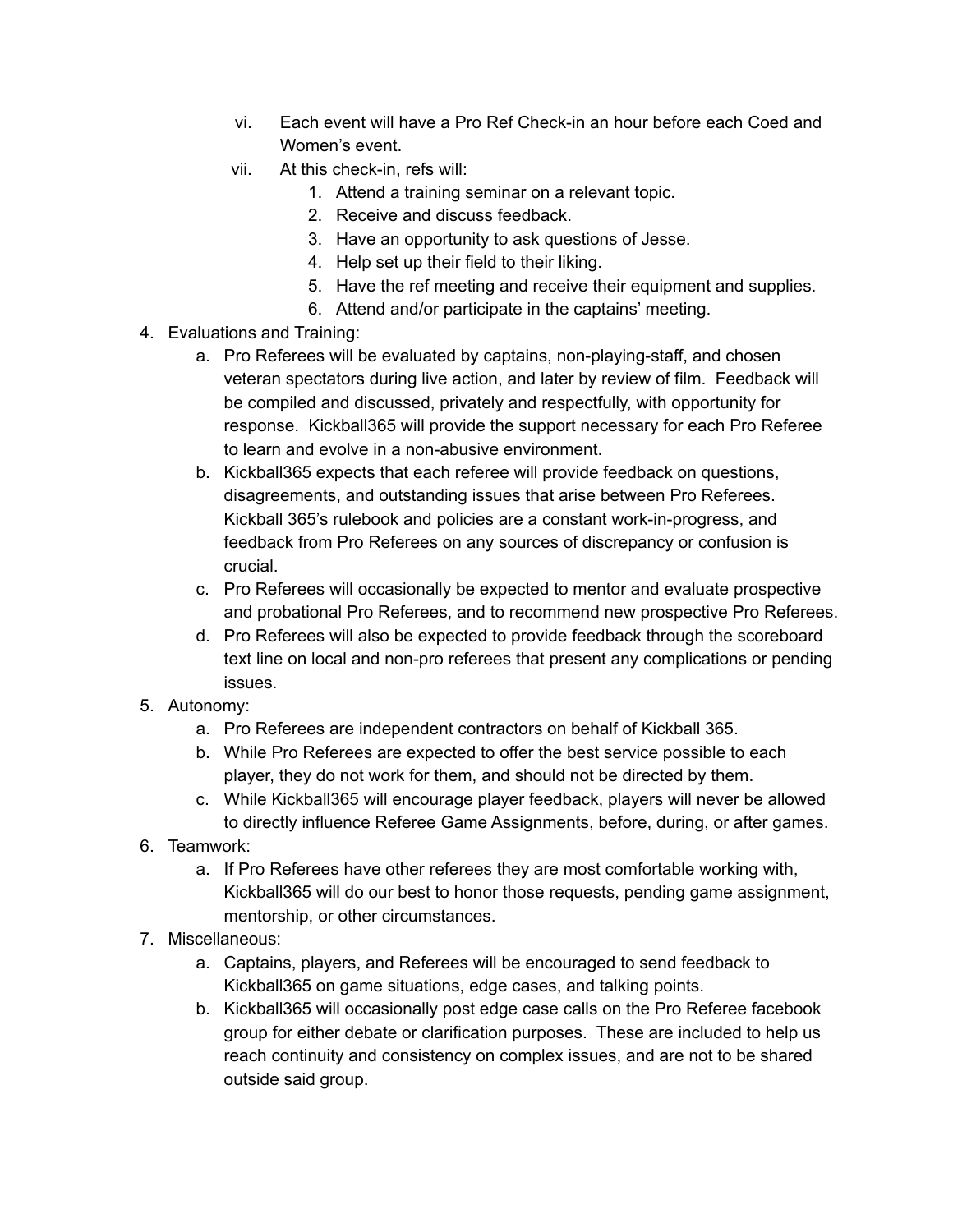vi. Each event will have a Pro Ref Check-in an hour before each Coed and Women's event.

vii. At this check-in, refs will:

1. Attend a training seminar on a relevant topic.
2. Receive and discuss feedback.
3. Have an opportunity to ask questions of Jesse.
4. Help set up their field to their liking.
5. Have the ref meeting and receive their equipment and supplies.
6. Attend and/or participate in the captains' meeting.

4. Evaluations and Training:
   a. Pro Referees will be evaluated by captains, non-playing-staff, and chosen veteran spectators during live action, and later by review of film. Feedback will be compiled and discussed, privately and respectfully, with opportunity for response. Kickball365 will provide the support necessary for each Pro Referee to learn and evolve in a non-abusive environment.
   b. Kickball365 expects that each referee will provide feedback on questions, disagreements, and outstanding issues that arise between Pro Referees. Kickball 365's rulebook and policies are a constant work-in-progress, and feedback from Pro Referees on any sources of discrepancy or confusion is crucial.
   c. Pro Referees will occasionally be expected to mentor and evaluate prospective and probational Pro Referees, and to recommend new prospective Pro Referees.
   d. Pro Referees will also be expected to provide feedback through the scoreboard text line on local and non-pro referees that present any complications or pending issues.
5. Autonomy:
   a. Pro Referees are independent contractors on behalf of Kickball 365.
   b. While Pro Referees are expected to offer the best service possible to each player, they do not work for them, and should not be directed by them.
   c. While Kickball365 will encourage player feedback, players will never be allowed to directly influence Referee Game Assignments, before, during, or after games.
6. Teamwork:
   a. If Pro Referees have other referees they are most comfortable working with, Kickball365 will do our best to honor those requests, pending game assignment, mentorship, or other circumstances.
7. Miscellaneous:
   a. Captains, players, and Referees will be encouraged to send feedback to Kickball365 on game situations, edge cases, and talking points.
   b. Kickball365 will occasionally post edge case calls on the Pro Referee facebook group for either debate or clarification purposes. These are included to help us reach continuity and consistency on complex issues, and are not to be shared outside said group.